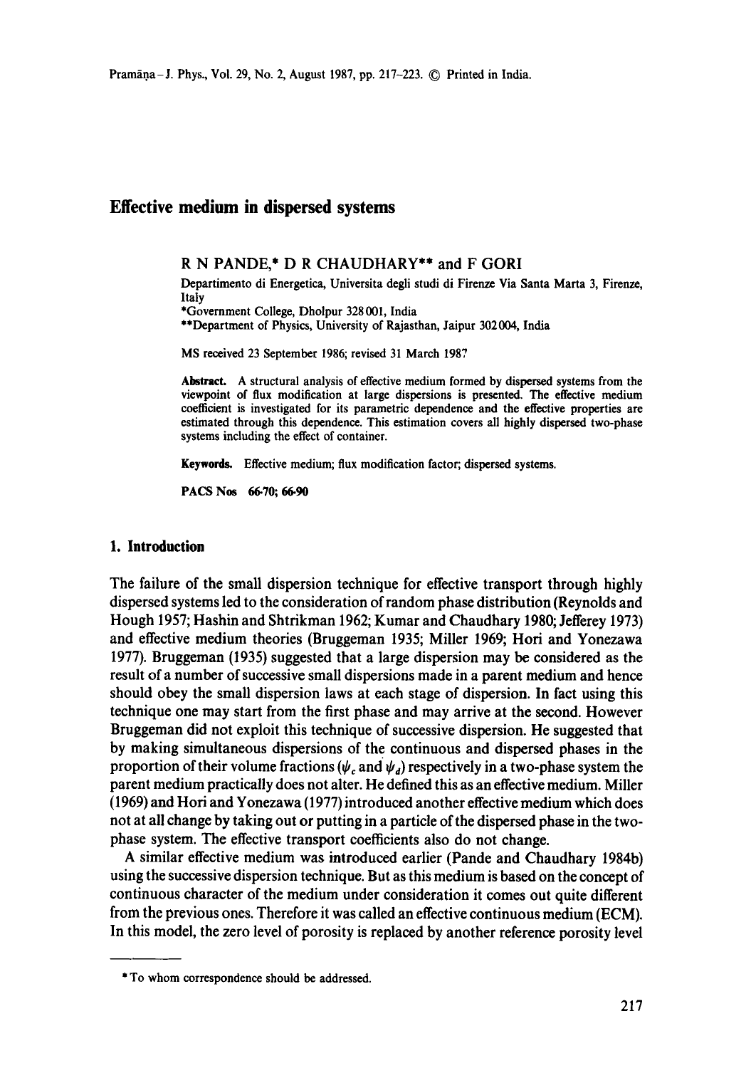# Effective medium in dispersed systems

R N PANDE,* D R CHAUDHARY** and F GORI

Departimento di Energetica, Universita degli studi di Firenze Via Santa Marta 3, Firenze, Italy

*Government College, Dholpur 328 001, India

**Department of Physics, University of Rajasthan, Jaipur 302 004, India

MS received 23 September 1986; revised 31 March 1987

**Abstract.** A structural analysis of effective medium formed by dispersed systems from the viewpoint of flux modification at large dispersions is presented. The effective medium coefficient is investigated for its parametric dependence and the effective properties are estimated through this dependence. This estimation covers all highly dispersed two-phase systems including the effect of container.

**Keywords.** Effective medium; flux modification factor; dispersed systems.

**PACS Nos** 66·70; 66·90

## 1. Introduction

The failure of the small dispersion technique for effective transport through highly dispersed systems led to the consideration of random phase distribution (Reynolds and Hough 1957; Hashin and Shtrikman 1962; Kumar and Chaudhary 1980; Jefferey 1973) and effective medium theories (Bruggeman 1935; Miller 1969; Hori and Yonezawa 1977). Bruggeman (1935) suggested that a large dispersion may be considered as the result of a number of successive small dispersions made in a parent medium and hence should obey the small dispersion laws at each stage of dispersion. In fact using this technique one may start from the first phase and may arrive at the second. However Bruggeman did not exploit this technique of successive dispersion. He suggested that by making simultaneous dispersions of the continuous and dispersed phases in the proportion of their volume fractions ($\psi_c$ and $\psi_d$) respectively in a two-phase system the parent medium practically does not alter. He defined this as an effective medium. Miller (1969) and Hori and Yonezawa (1977) introduced another effective medium which does not at all change by taking out or putting in a particle of the dispersed phase in the two-phase system. The effective transport coefficients also do not change.

A similar effective medium was introduced earlier (Pande and Chaudhary 1984b) using the successive dispersion technique. But as this medium is based on the concept of continuous character of the medium under consideration it comes out quite different from the previous ones. Therefore it was called an effective continuous medium (ECM). In this model, the zero level of porosity is replaced by another reference porosity level

* To whom correspondence should be addressed.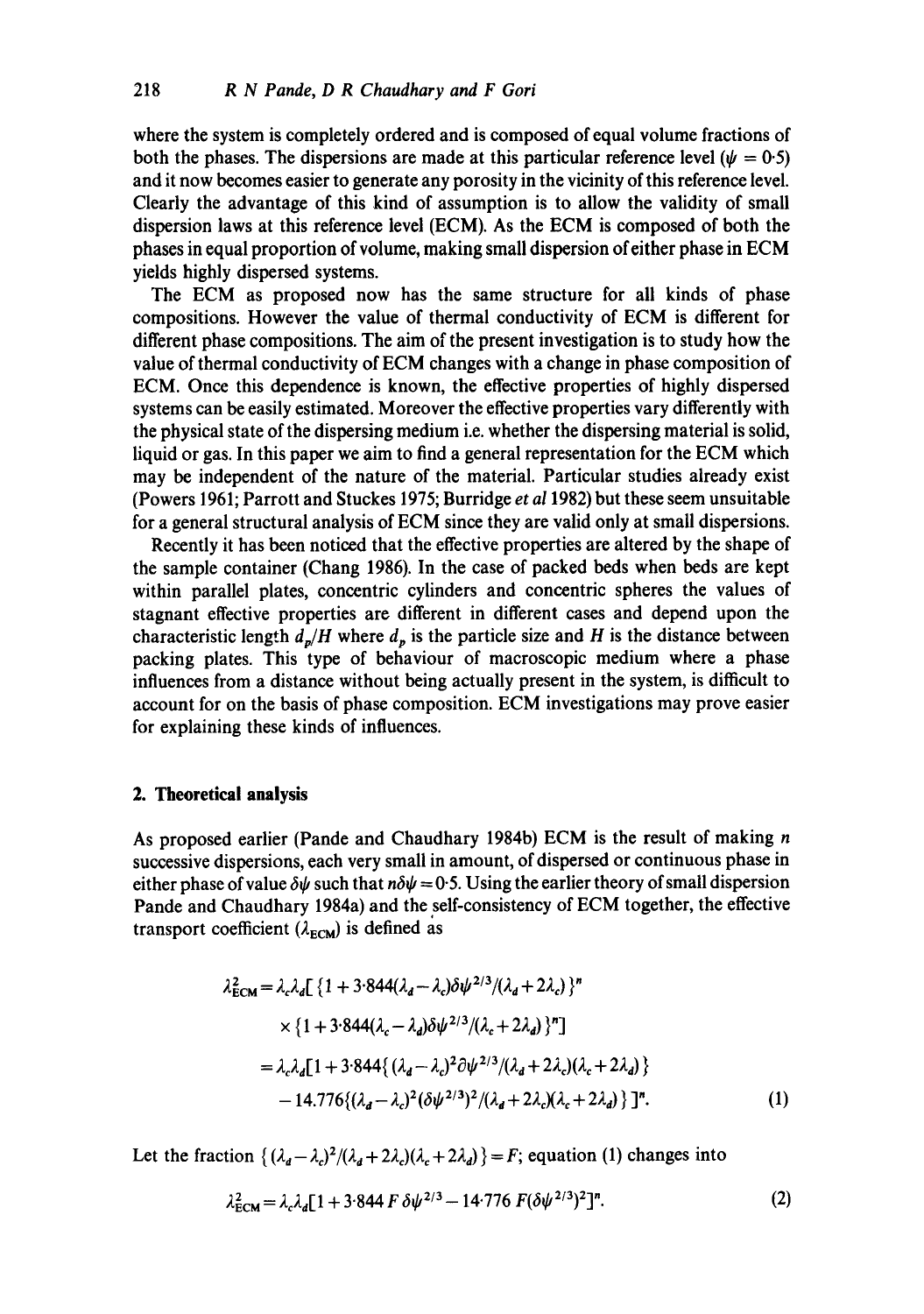where the system is completely ordered and is composed of equal volume fractions of both the phases. The dispersions are made at this particular reference level ($\psi = 0{\cdot}5$) and it now becomes easier to generate any porosity in the vicinity of this reference level. Clearly the advantage of this kind of assumption is to allow the validity of small dispersion laws at this reference level (ECM). As the ECM is composed of both the phases in equal proportion of volume, making small dispersion of either phase in ECM yields highly dispersed systems.

The ECM as proposed now has the same structure for all kinds of phase compositions. However the value of thermal conductivity of ECM is different for different phase compositions. The aim of the present investigation is to study how the value of thermal conductivity of ECM changes with a change in phase composition of ECM. Once this dependence is known, the effective properties of highly dispersed systems can be easily estimated. Moreover the effective properties vary differently with the physical state of the dispersing medium i.e. whether the dispersing material is solid, liquid or gas. In this paper we aim to find a general representation for the ECM which may be independent of the nature of the material. Particular studies already exist (Powers 1961; Parrott and Stuckes 1975; Burridge *et al* 1982) but these seem unsuitable for a general structural analysis of ECM since they are valid only at small dispersions.

Recently it has been noticed that the effective properties are altered by the shape of the sample container (Chang 1986). In the case of packed beds when beds are kept within parallel plates, concentric cylinders and concentric spheres the values of stagnant effective properties are different in different cases and depend upon the characteristic length $d_p/H$ where $d_p$ is the particle size and $H$ is the distance between packing plates. This type of behaviour of macroscopic medium where a phase influences from a distance without being actually present in the system, is difficult to account for on the basis of phase composition. ECM investigations may prove easier for explaining these kinds of influences.

## 2. Theoretical analysis

As proposed earlier (Pande and Chaudhary 1984b) ECM is the result of making $n$ successive dispersions, each very small in amount, of dispersed or continuous phase in either phase of value $\delta\psi$ such that $n\delta\psi = 0{\cdot}5$. Using the earlier theory of small dispersion Pande and Chaudhary 1984a) and the self-consistency of ECM together, the effective transport coefficient ($\lambda_{\mathrm{ECM}}$) is defined as

$$
\begin{aligned}
\lambda_{\mathrm{ECM}}^2 &= \lambda_c\lambda_d[\{1 + 3{\cdot}844(\lambda_d - \lambda_c)\delta\psi^{2/3}/(\lambda_d + 2\lambda_c)\}^n \\
&\quad \times \{1 + 3{\cdot}844(\lambda_c - \lambda_d)\delta\psi^{2/3}/(\lambda_c + 2\lambda_d)\}^n] \\
&= \lambda_c\lambda_d[1 + 3{\cdot}844\{(\lambda_d - \lambda_c)^2\partial\psi^{2/3}/(\lambda_d + 2\lambda_c)(\lambda_c + 2\lambda_d)\} \\
&\quad - 14.776\{(\lambda_d - \lambda_c)^2(\delta\psi^{2/3})^2/(\lambda_d + 2\lambda_c)(\lambda_c + 2\lambda_d)\}]^n.
\end{aligned}
\tag{1}
$$

Let the fraction $\{(\lambda_d - \lambda_c)^2/(\lambda_d + 2\lambda_c)(\lambda_c + 2\lambda_d)\} = F$; equation (1) changes into

$$
\lambda_{\mathrm{ECM}}^2 = \lambda_c\lambda_d[1 + 3{\cdot}844\,F\,\delta\psi^{2/3} - 14{\cdot}776\,F(\delta\psi^{2/3})^2]^n. \tag{2}
$$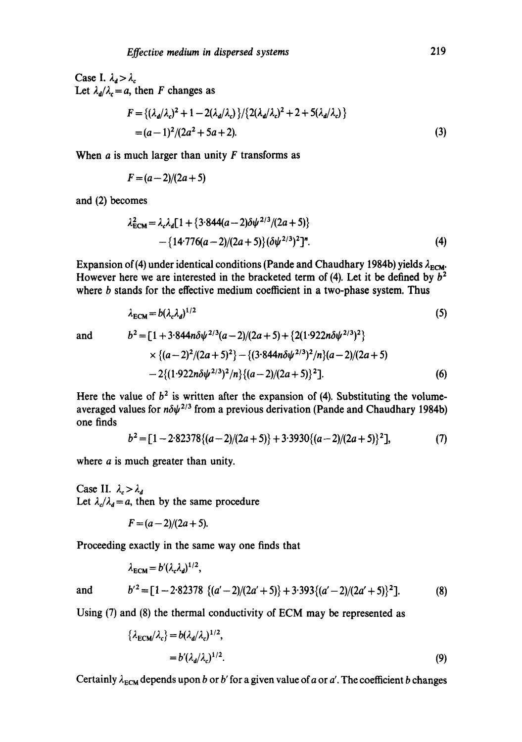Case I. $\lambda_d > \lambda_c$

Let $\lambda_d/\lambda_c = a$, then $F$ changes as

$$F = \{(\lambda_d/\lambda_c)^2 + 1 - 2(\lambda_d/\lambda_c)\}/\{2(\lambda_d/\lambda_c)^2 + 2 + 5(\lambda_d/\lambda_c)\}$$
$$= (a-1)^2/(2a^2 + 5a + 2). \tag{3}$$

When $a$ is much larger than unity $F$ transforms as

$$F = (a-2)/(2a+5)$$

and (2) becomes

$$\lambda_{\rm ECM}^2 = \lambda_c \lambda_d [1 + \{3{\cdot}844(a-2)\delta\psi^{2/3}/(2a+5)\} - \{14{\cdot}776(a-2)/(2a+5)\}(\delta\psi^{2/3})^2]^n. \tag{4}$$

Expansion of (4) under identical conditions (Pande and Chaudhary 1984b) yields $\lambda_{\rm ECM}$. However here we are interested in the bracketed term of (4). Let it be defined by $b^2$ where $b$ stands for the effective medium coefficient in a two-phase system. Thus

$$\lambda_{\rm ECM} = b(\lambda_c \lambda_d)^{1/2} \tag{5}$$

and

$$b^2 = [1 + 3{\cdot}844 n\delta\psi^{2/3}(a-2)/(2a+5) + \{2(1{\cdot}922 n\delta\psi^{2/3})^2\} \times \{(a-2)^2/(2a+5)^2\} - \{(3{\cdot}844 n\delta\psi^{2/3})^2/n\}(a-2)/(2a+5) - 2\{(1{\cdot}922 n\delta\psi^{2/3})^2/n\}\{(a-2)/(2a+5)\}^2]. \tag{6}$$

Here the value of $b^2$ is written after the expansion of (4). Substituting the volume-averaged values for $n\delta\psi^{2/3}$ from a previous derivation (Pande and Chaudhary 1984b) one finds

$$b^2 = [1 - 2{\cdot}82378\{(a-2)/(2a+5)\} + 3{\cdot}3930\{(a-2)/(2a+5)\}^2], \tag{7}$$

where $a$ is much greater than unity.

Case II. $\lambda_c > \lambda_d$

Let $\lambda_c/\lambda_d = a$, then by the same procedure

$$F = (a-2)/(2a+5).$$

Proceeding exactly in the same way one finds that

$$\lambda_{\rm ECM} = b'(\lambda_c \lambda_d)^{1/2},$$

and

$$b'^2 = [1 - 2{\cdot}82378\ \{(a'-2)/(2a'+5)\} + 3{\cdot}393\{(a'-2)/(2a'+5)\}^2]. \tag{8}$$

Using (7) and (8) the thermal conductivity of ECM may be represented as

$$\{\lambda_{\rm ECM}/\lambda_c\} = b(\lambda_d/\lambda_c)^{1/2},$$
$$= b'(\lambda_d/\lambda_c)^{1/2}. \tag{9}$$

Certainly $\lambda_{\rm ECM}$ depends upon $b$ or $b'$ for a given value of $a$ or $a'$. The coefficient $b$ changes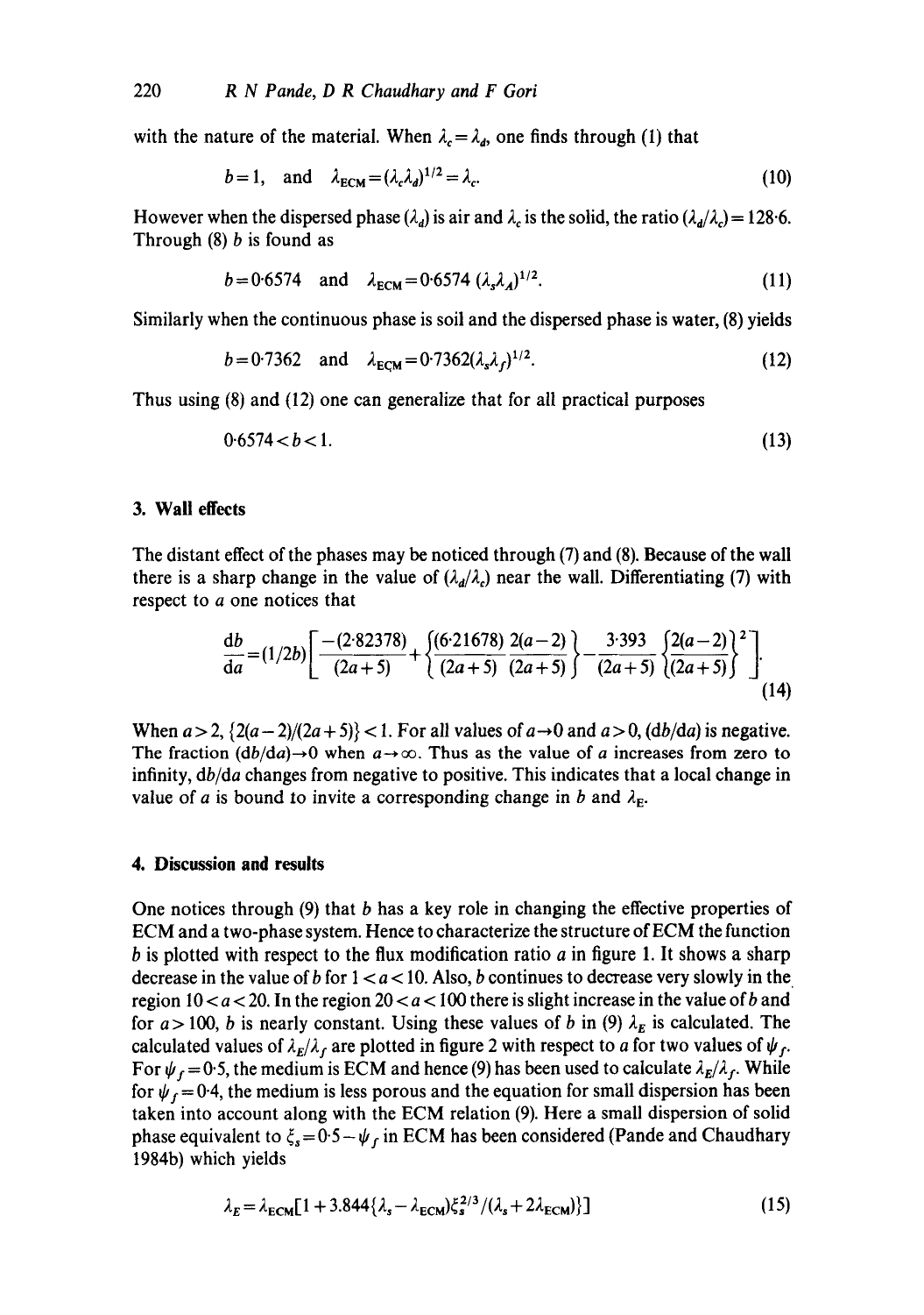with the nature of the material. When $\lambda_c = \lambda_d$, one finds through (1) that

$$b = 1, \quad \text{and} \quad \lambda_{\text{ECM}} = (\lambda_c \lambda_d)^{1/2} = \lambda_c. \tag{10}$$

However when the dispersed phase ($\lambda_d$) is air and $\lambda_c$ is the solid, the ratio $(\lambda_d/\lambda_c) = 128{\cdot}6$. Through (8) $b$ is found as

$$b = 0{\cdot}6574 \quad \text{and} \quad \lambda_{\text{ECM}} = 0{\cdot}6574\,(\lambda_s \lambda_A)^{1/2}. \tag{11}$$

Similarly when the continuous phase is soil and the dispersed phase is water, (8) yields

$$b = 0{\cdot}7362 \quad \text{and} \quad \lambda_{\text{ECM}} = 0{\cdot}7362(\lambda_s \lambda_f)^{1/2}. \tag{12}$$

Thus using (8) and (12) one can generalize that for all practical purposes

$$0{\cdot}6574 < b < 1. \tag{13}$$

## 3. Wall effects

The distant effect of the phases may be noticed through (7) and (8). Because of the wall there is a sharp change in the value of $(\lambda_d/\lambda_c)$ near the wall. Differentiating (7) with respect to $a$ one notices that

$$\frac{db}{da} = (1/2b)\left[\frac{-(2{\cdot}82378)}{(2a+5)} + \left\{\frac{(6{\cdot}21678)}{(2a+5)}\frac{2(a-2)}{(2a+5)}\right\} - \frac{3{\cdot}393}{(2a+5)}\left\{\frac{2(a-2)}{(2a+5)}\right\}^2\right]. \tag{14}$$

When $a > 2$, $\{2(a-2)/(2a+5)\} < 1$. For all values of $a \to 0$ and $a > 0$, $(db/da)$ is negative. The fraction $(db/da) \to 0$ when $a \to \infty$. Thus as the value of $a$ increases from zero to infinity, $db/da$ changes from negative to positive. This indicates that a local change in value of $a$ is bound to invite a corresponding change in $b$ and $\lambda_E$.

## 4. Discussion and results

One notices through (9) that $b$ has a key role in changing the effective properties of ECM and a two-phase system. Hence to characterize the structure of ECM the function $b$ is plotted with respect to the flux modification ratio $a$ in figure 1. It shows a sharp decrease in the value of $b$ for $1 < a < 10$. Also, $b$ continues to decrease very slowly in the region $10 < a < 20$. In the region $20 < a < 100$ there is slight increase in the value of $b$ and for $a > 100$, $b$ is nearly constant. Using these values of $b$ in (9) $\lambda_E$ is calculated. The calculated values of $\lambda_E/\lambda_f$ are plotted in figure 2 with respect to $a$ for two values of $\psi_f$. For $\psi_f = 0{\cdot}5$, the medium is ECM and hence (9) has been used to calculate $\lambda_E/\lambda_f$. While for $\psi_f = 0{\cdot}4$, the medium is less porous and the equation for small dispersion has been taken into account along with the ECM relation (9). Here a small dispersion of solid phase equivalent to $\xi_s = 0{\cdot}5 - \psi_f$ in ECM has been considered (Pande and Chaudhary 1984b) which yields

$$\lambda_E = \lambda_{\text{ECM}}[1 + 3.844\{\lambda_s - \lambda_{\text{ECM}}\}\xi_s^{2/3}/(\lambda_s + 2\lambda_{\text{ECM}})\}] \tag{15}$$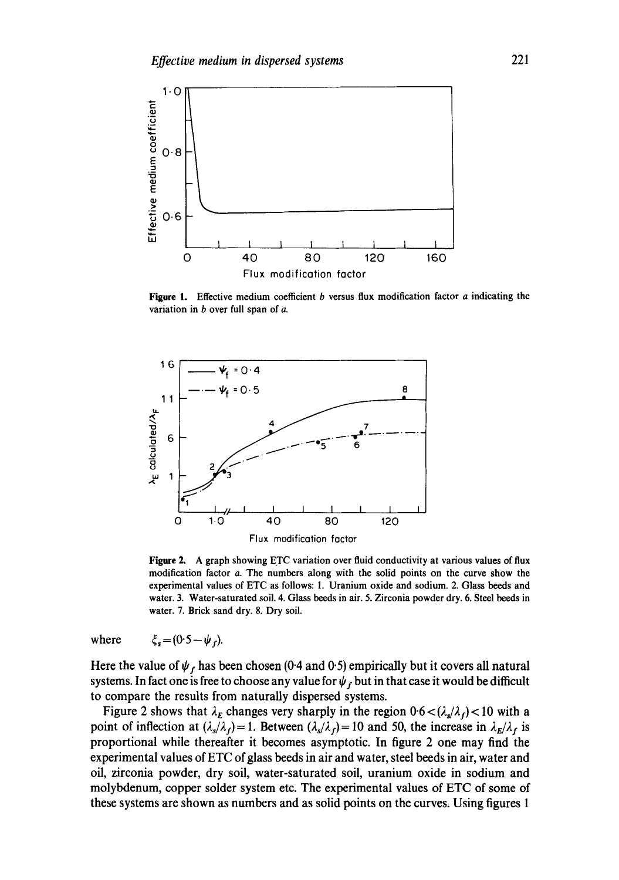**Figure 1.** Effective medium coefficient $b$ versus flux modification factor $a$ indicating the variation in $b$ over full span of $a$.

**Figure 2.** A graph showing ETC variation over fluid conductivity at various values of flux modification factor $a$. The numbers along with the solid points on the curve show the experimental values of ETC as follows: 1. Uranium oxide and sodium. 2. Glass beeds and water. 3. Water-saturated soil. 4. Glass beeds in air. 5. Zirconia powder dry. 6. Steel beeds in water. 7. Brick sand dry. 8. Dry soil.

where $\quad \xi_s = (0{\cdot}5 - \psi_f)$.

Here the value of $\psi_f$ has been chosen (0·4 and 0·5) empirically but it covers all natural systems. In fact one is free to choose any value for $\psi_f$ but in that case it would be difficult to compare the results from naturally dispersed systems.

Figure 2 shows that $\lambda_E$ changes very sharply in the region $0{\cdot}6 < (\lambda_s/\lambda_f) < 10$ with a point of inflection at $(\lambda_s/\lambda_f) = 1$. Between $(\lambda_s/\lambda_f) = 10$ and 50, the increase in $\lambda_E/\lambda_f$ is proportional while thereafter it becomes asymptotic. In figure 2 one may find the experimental values of ETC of glass beeds in air and water, steel beeds in air, water and oil, zirconia powder, dry soil, water-saturated soil, uranium oxide in sodium and molybdenum, copper solder system etc. The experimental values of ETC of some of these systems are shown as numbers and as solid points on the curves. Using figures 1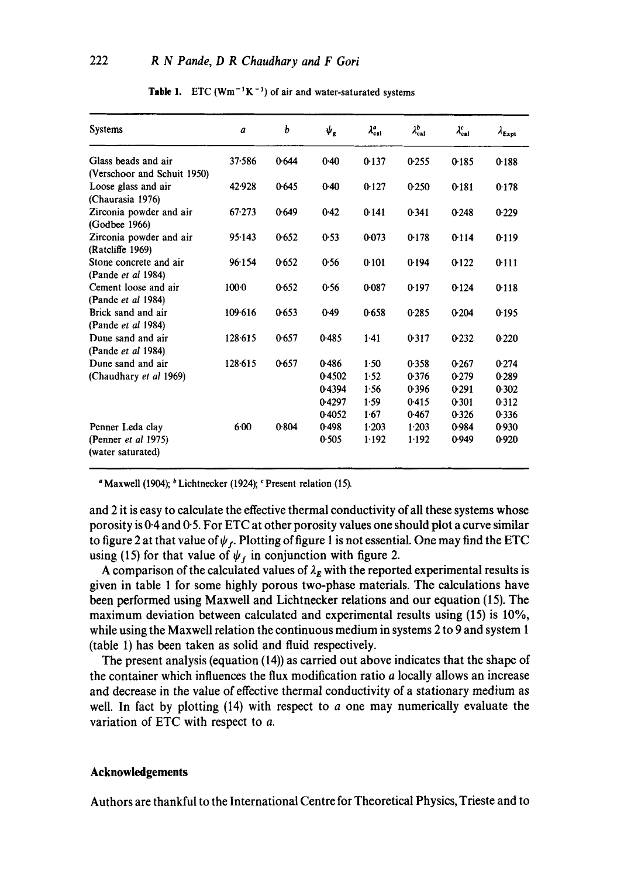**Table 1.** ETC ($Wm^{-1}K^{-1}$) of air and water-saturated systems

| Systems | $a$ | $b$ | $\psi_g$ | $\lambda^a_{cal}$ | $\lambda^b_{cal}$ | $\lambda^c_{cal}$ | $\lambda_{Expt}$ |
|---|---|---|---|---|---|---|---|
| Glass beads and air (Verschoor and Schuit 1950) | 37·586 | 0·644 | 0·40 | 0·137 | 0·255 | 0·185 | 0·188 |
| Loose glass and air (Chaurasia 1976) | 42·928 | 0·645 | 0·40 | 0·127 | 0·250 | 0·181 | 0·178 |
| Zirconia powder and air (Godbee 1966) | 67·273 | 0·649 | 0·42 | 0·141 | 0·341 | 0·248 | 0·229 |
| Zirconia powder and air (Ratcliffe 1969) | 95·143 | 0·652 | 0·53 | 0·073 | 0·178 | 0·114 | 0·119 |
| Stone concrete and air (Pande *et al* 1984) | 96·154 | 0·652 | 0·56 | 0·101 | 0·194 | 0·122 | 0·111 |
| Cement loose and air (Pande *et al* 1984) | 100·0 | 0·652 | 0·56 | 0·087 | 0·197 | 0·124 | 0·118 |
| Brick sand and air (Pande *et al* 1984) | 109·616 | 0·653 | 0·49 | 0·658 | 0·285 | 0·204 | 0·195 |
| Dune sand and air (Pande *et al* 1984) | 128·615 | 0·657 | 0·485 | 1·41 | 0·317 | 0·232 | 0·220 |
| Dune sand and air (Chaudhary *et al* 1969) | 128·615 | 0·657 | 0·486 | 1·50 | 0·358 | 0·267 | 0·274 |
| | | | 0·4502 | 1·52 | 0·376 | 0·279 | 0·289 |
| | | | 0·4394 | 1·56 | 0·396 | 0·291 | 0·302 |
| | | | 0·4297 | 1·59 | 0·415 | 0·301 | 0·312 |
| | | | 0·4052 | 1·67 | 0·467 | 0·326 | 0·336 |
| Penner Leda clay (Penner *et al* 1975) (water saturated) | 6·00 | 0·804 | 0·498 | 1·203 | 1·203 | 0·984 | 0·930 |
| | | | 0·505 | 1·192 | 1·192 | 0·949 | 0·920 |

[a] Maxwell (1904); [b] Lichtnecker (1924); [c] Present relation (15).

and 2 it is easy to calculate the effective thermal conductivity of all these systems whose porosity is 0·4 and 0·5. For ETC at other porosity values one should plot a curve similar to figure 2 at that value of $\psi_f$. Plotting of figure 1 is not essential. One may find the ETC using (15) for that value of $\psi_f$ in conjunction with figure 2.

A comparison of the calculated values of $\lambda_E$ with the reported experimental results is given in table 1 for some highly porous two-phase materials. The calculations have been performed using Maxwell and Lichtnecker relations and our equation (15). The maximum deviation between calculated and experimental results using (15) is 10%, while using the Maxwell relation the continuous medium in systems 2 to 9 and system 1 (table 1) has been taken as solid and fluid respectively.

The present analysis (equation (14)) as carried out above indicates that the shape of the container which influences the flux modification ratio $a$ locally allows an increase and decrease in the value of effective thermal conductivity of a stationary medium as well. In fact by plotting (14) with respect to $a$ one may numerically evaluate the variation of ETC with respect to $a$.

## Acknowledgements

Authors are thankful to the International Centre for Theoretical Physics, Trieste and to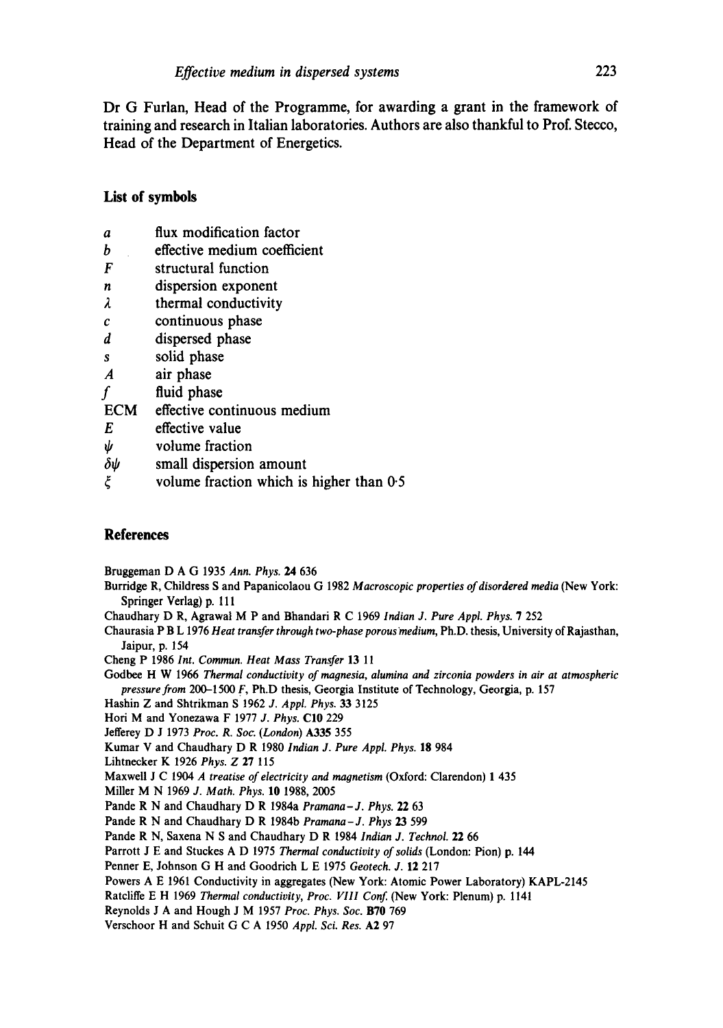Dr G Furlan, Head of the Programme, for awarding a grant in the framework of training and research in Italian laboratories. Authors are also thankful to Prof. Stecco, Head of the Department of Energetics.

## List of symbols

| | |
|---|---|
| $a$ | flux modification factor |
| $b$ | effective medium coefficient |
| $F$ | structural function |
| $n$ | dispersion exponent |
| $\lambda$ | thermal conductivity |
| $c$ | continuous phase |
| $d$ | dispersed phase |
| $s$ | solid phase |
| $A$ | air phase |
| $f$ | fluid phase |
| ECM | effective continuous medium |
| $E$ | effective value |
| $\psi$ | volume fraction |
| $\delta\psi$ | small dispersion amount |
| $\xi$ | volume fraction which is higher than 0·5 |

## References

Bruggeman D A G 1935 *Ann. Phys.* **24** 636

Burridge R, Childress S and Papanicolaou G 1982 *Macroscopic properties of disordered media* (New York: Springer Verlag) p. 111

Chaudhary D R, Agrawal M P and Bhandari R C 1969 *Indian J. Pure Appl. Phys.* **7** 252

Chaurasia P B L 1976 *Heat transfer through two-phase porous medium*, Ph.D. thesis, University of Rajasthan, Jaipur, p. 154

Cheng P 1986 *Int. Commun. Heat Mass Transfer* **13** 11

Godbee H W 1966 *Thermal conductivity of magnesia, alumina and zirconia powders in air at atmospheric pressure from 200–1500 F*, Ph.D thesis, Georgia Institute of Technology, Georgia, p. 157

Hashin Z and Shtrikman S 1962 *J. Appl. Phys.* **33** 3125

Hori M and Yonezawa F 1977 *J. Phys.* **C10** 229

Jefferey D J 1973 *Proc. R. Soc. (London)* **A335** 355

Kumar V and Chaudhary D R 1980 *Indian J. Pure Appl. Phys.* **18** 984

Lihtnecker K 1926 *Phys. Z* **27** 115

Maxwell J C 1904 *A treatise of electricity and magnetism* (Oxford: Clarendon) **1** 435

Miller M N 1969 *J. Math. Phys.* **10** 1988, 2005

Pande R N and Chaudhary D R 1984a *Pramana – J. Phys.* **22** 63

Pande R N and Chaudhary D R 1984b *Pramana – J. Phys* **23** 599

Pande R N, Saxena N S and Chaudhary D R 1984 *Indian J. Technol.* **22** 66

Parrott J E and Stuckes A D 1975 *Thermal conductivity of solids* (London: Pion) p. 144

Penner E, Johnson G H and Goodrich L E 1975 *Geotech. J.* **12** 217

Powers A E 1961 Conductivity in aggregates (New York: Atomic Power Laboratory) KAPL-2145

Ratcliffe E H 1969 *Thermal conductivity, Proc. VIII Conf.* (New York: Plenum) p. 1141

Reynolds J A and Hough J M 1957 *Proc. Phys. Soc.* **B70** 769

Verschoor H and Schuit G C A 1950 *Appl. Sci. Res.* **A2** 97